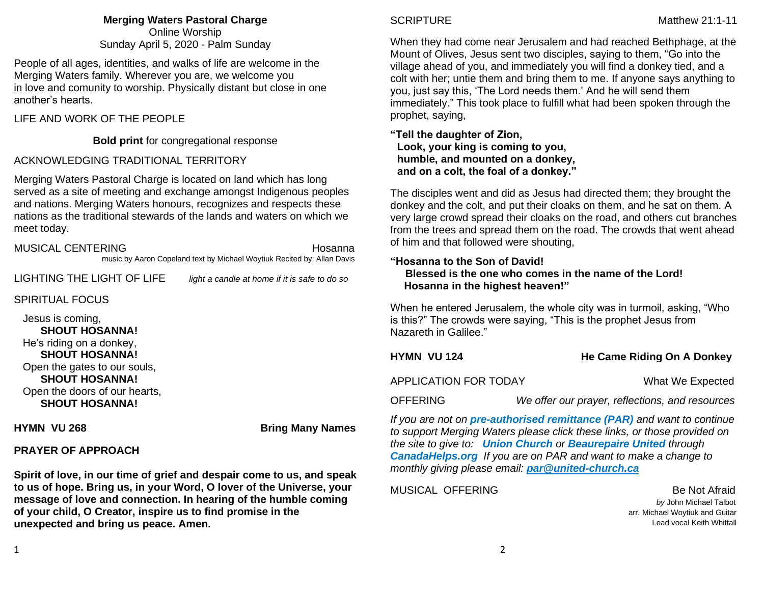**Merging Waters Pastoral Charge**
Online Worship
Sunday April 5, 2020 - Palm Sunday

People of all ages, identities, and walks of life are welcome in the Merging Waters family. Wherever you are, we welcome you in love and comunity to worship. Physically distant but close in one another's hearts.

LIFE AND WORK OF THE PEOPLE

**Bold print** for congregational response

ACKNOWLEDGING TRADITIONAL TERRITORY

Merging Waters Pastoral Charge is located on land which has long served as a site of meeting and exchange amongst Indigenous peoples and nations. Merging Waters honours, recognizes and respects these nations as the traditional stewards of the lands and waters on which we meet today.

MUSICAL CENTERING — Hosanna
music by Aaron Copeland text by Michael Woytiuk Recited by: Allan Davis

LIGHTING THE LIGHT OF LIFE — *light a candle at home if it is safe to do so*

SPIRITUAL FOCUS

Jesus is coming,
**SHOUT HOSANNA!**
He's riding on a donkey,
**SHOUT HOSANNA!**
Open the gates to our souls,
**SHOUT HOSANNA!**
Open the doors of our hearts,
**SHOUT HOSANNA!**

**HYMN VU 268 — Bring Many Names**

**PRAYER OF APPROACH**

**Spirit of love, in our time of grief and despair come to us, and speak to us of hope. Bring us, in your Word, O lover of the Universe, your message of love and connection. In hearing of the humble coming of your child, O Creator, inspire us to find promise in the unexpected and bring us peace. Amen.**

SCRIPTURE — Matthew 21:1-11

When they had come near Jerusalem and had reached Bethphage, at the Mount of Olives, Jesus sent two disciples, saying to them, "Go into the village ahead of you, and immediately you will find a donkey tied, and a colt with her; untie them and bring them to me. If anyone says anything to you, just say this, 'The Lord needs them.' And he will send them immediately." This took place to fulfill what had been spoken through the prophet, saying,

**"Tell the daughter of Zion,**
**Look, your king is coming to you,**
**humble, and mounted on a donkey,**
**and on a colt, the foal of a donkey."**

The disciples went and did as Jesus had directed them; they brought the donkey and the colt, and put their cloaks on them, and he sat on them. A very large crowd spread their cloaks on the road, and others cut branches from the trees and spread them on the road. The crowds that went ahead of him and that followed were shouting,

**"Hosanna to the Son of David!**
**Blessed is the one who comes in the name of the Lord!**
**Hosanna in the highest heaven!"**

When he entered Jerusalem, the whole city was in turmoil, asking, "Who is this?" The crowds were saying, "This is the prophet Jesus from Nazareth in Galilee."

**HYMN VU 124 — He Came Riding On A Donkey**

APPLICATION FOR TODAY — What We Expected

OFFERING — *We offer our prayer, reflections, and resources*

*If you are not on **pre-authorised remittance (PAR)** and want to continue to support Merging Waters please click these links, or those provided on the site to give to: **Union Church** or **Beaurepaire United** through **CanadaHelps.org** If you are on PAR and want to make a change to monthly giving please email: **par@united-church.ca***

MUSICAL OFFERING — Be Not Afraid
*by* John Michael Talbot
arr. Michael Woytiuk and Guitar
Lead vocal Keith Whittall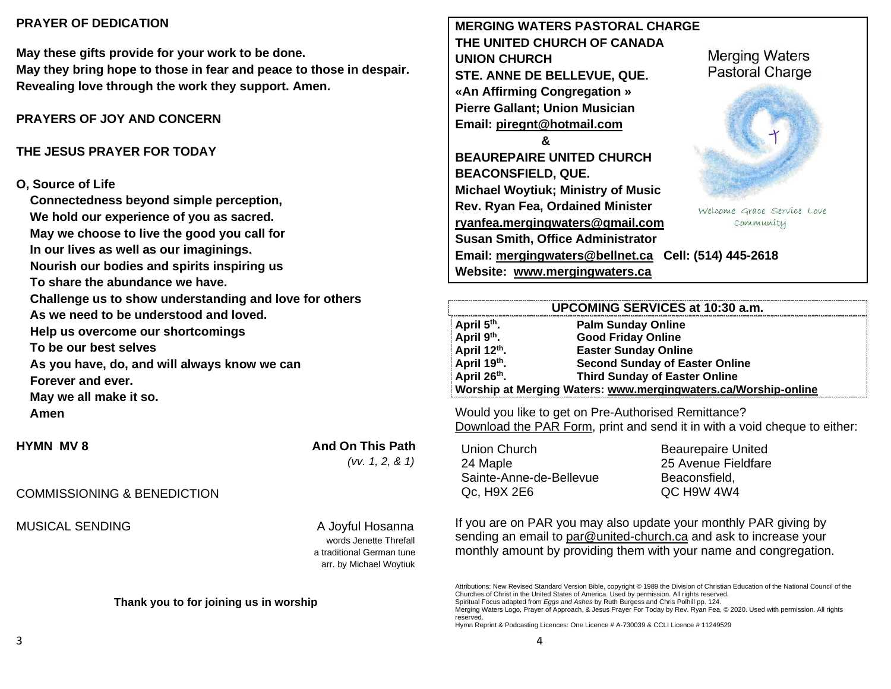**PRAYER OF DEDICATION**

**May these gifts provide for your work to be done.**
**May they bring hope to those in fear and peace to those in despair.**
**Revealing love through the work they support. Amen.**

**PRAYERS OF JOY AND CONCERN**

**THE JESUS PRAYER FOR TODAY**

**O, Source of Life**
**Connectedness beyond simple perception,**
**We hold our experience of you as sacred.**
**May we choose to live the good you call for**
**In our lives as well as our imaginings.**
**Nourish our bodies and spirits inspiring us**
**To share the abundance we have.**
**Challenge us to show understanding and love for others**
**As we need to be understood and loved.**
**Help us overcome our shortcomings**
**To be our best selves**
**As you have, do, and will always know we can**
**Forever and ever.**
**May we all make it so.**
**Amen**

**HYMN MV 8** **And On This Path**
*(vv. 1, 2, & 1)*

COMMISSIONING & BENEDICTION

MUSICAL SENDING A Joyful Hosanna
words Jenette Threfall
a traditional German tune
arr. by Michael Woytiuk

**Thank you to for joining us in worship**

**MERGING WATERS PASTORAL CHARGE**
**THE UNITED CHURCH OF CANADA**
**UNION CHURCH**
**STE. ANNE DE BELLEVUE, QUE.**
**«An Affirming Congregation »**
**Pierre Gallant; Union Musician**
**Email: piregnt@hotmail.com**
**&**
**BEAUREPAIRE UNITED CHURCH**
**BEACONSFIELD, QUE.**
**Michael Woytiuk; Ministry of Music**
**Rev. Ryan Fea, Ordained Minister**
**ryanfea.mergingwaters@gmail.com**
**Susan Smith, Office Administrator**
**Email: mergingwaters@bellnet.ca Cell: (514) 445-2618**
**Website: www.mergingwaters.ca**

Merging Waters Pastoral Charge

Welcome Grace Service Love Community

| UPCOMING SERVICES at 10:30 a.m. | |
|---|---|
| **April 5th.** | **Palm Sunday Online** |
| **April 9th.** | **Good Friday Online** |
| **April 12th.** | **Easter Sunday Online** |
| **April 19th.** | **Second Sunday of Easter Online** |
| **April 26th.** | **Third Sunday of Easter Online** |
| **Worship at Merging Waters: www.mergingwaters.ca/Worship-online** | |

Would you like to get on Pre-Authorised Remittance?
Download the PAR Form, print and send it in with a void cheque to either:

| Union Church | Beaurepaire United |
|---|---|
| 24 Maple | 25 Avenue Fieldfare |
| Sainte-Anne-de-Bellevue | Beaconsfield, |
| Qc, H9X 2E6 | QC H9W 4W4 |

If you are on PAR you may also update your monthly PAR giving by sending an email to par@united-church.ca and ask to increase your monthly amount by providing them with your name and congregation.

Attributions: New Revised Standard Version Bible, copyright © 1989 the Division of Christian Education of the National Council of the Churches of Christ in the United States of America. Used by permission. All rights reserved.
Spiritual Focus adapted from *Eggs and Ashes* by Ruth Burgess and Chris Polhill pp. 124.
Merging Waters Logo, Prayer of Approach, & Jesus Prayer For Today by Rev. Ryan Fea, © 2020. Used with permission. All rights reserved.
Hymn Reprint & Podcasting Licences: One Licence # A-730039 & CCLI Licence # 11249529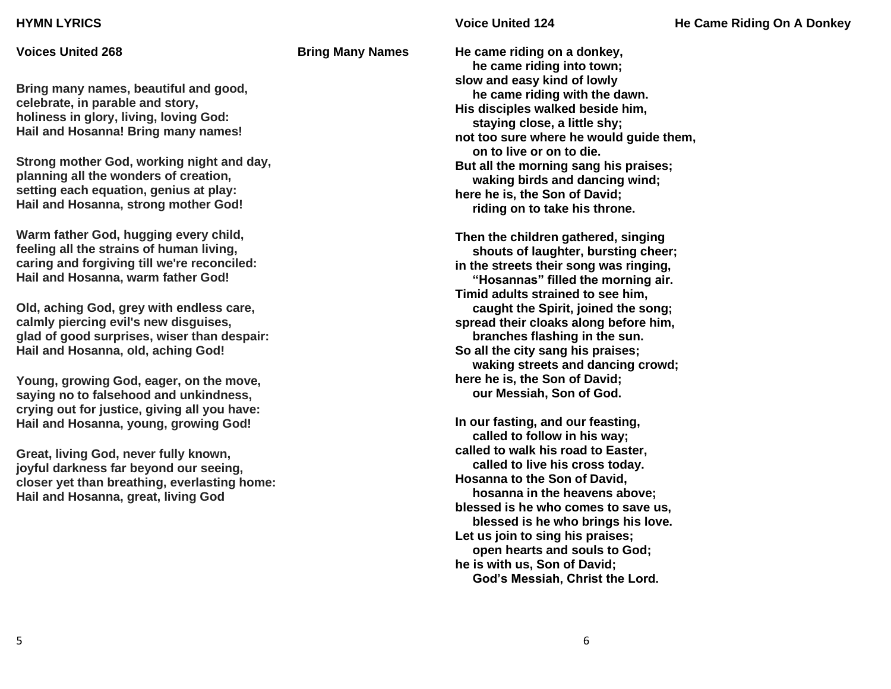# HYMN LYRICS

## Voices United 268 — Bring Many Names

Bring many names, beautiful and good,
celebrate, in parable and story,
holiness in glory, living, loving God:
Hail and Hosanna! Bring many names!

Strong mother God, working night and day,
planning all the wonders of creation,
setting each equation, genius at play:
Hail and Hosanna, strong mother God!

Warm father God, hugging every child,
feeling all the strains of human living,
caring and forgiving till we're reconciled:
Hail and Hosanna, warm father God!

Old, aching God, grey with endless care,
calmly piercing evil's new disguises,
glad of good surprises, wiser than despair:
Hail and Hosanna, old, aching God!

Young, growing God, eager, on the move,
saying no to falsehood and unkindness,
crying out for justice, giving all you have:
Hail and Hosanna, young, growing God!

Great, living God, never fully known,
joyful darkness far beyond our seeing,
closer yet than breathing, everlasting home:
Hail and Hosanna, great, living God

## Voice United 124 — He Came Riding On A Donkey

He came riding on a donkey,
he came riding into town;
slow and easy kind of lowly
he came riding with the dawn.
His disciples walked beside him,
staying close, a little shy;
not too sure where he would guide them,
on to live or on to die.
But all the morning sang his praises;
waking birds and dancing wind;
here he is, the Son of David;
riding on to take his throne.

Then the children gathered, singing
shouts of laughter, bursting cheer;
in the streets their song was ringing,
"Hosannas" filled the morning air.
Timid adults strained to see him,
caught the Spirit, joined the song;
spread their cloaks along before him,
branches flashing in the sun.
So all the city sang his praises;
waking streets and dancing crowd;
here he is, the Son of David;
our Messiah, Son of God.

In our fasting, and our feasting,
called to follow in his way;
called to walk his road to Easter,
called to live his cross today.
Hosanna to the Son of David,
hosanna in the heavens above;
blessed is he who comes to save us,
blessed is he who brings his love.
Let us join to sing his praises;
open hearts and souls to God;
he is with us, Son of David;
God's Messiah, Christ the Lord.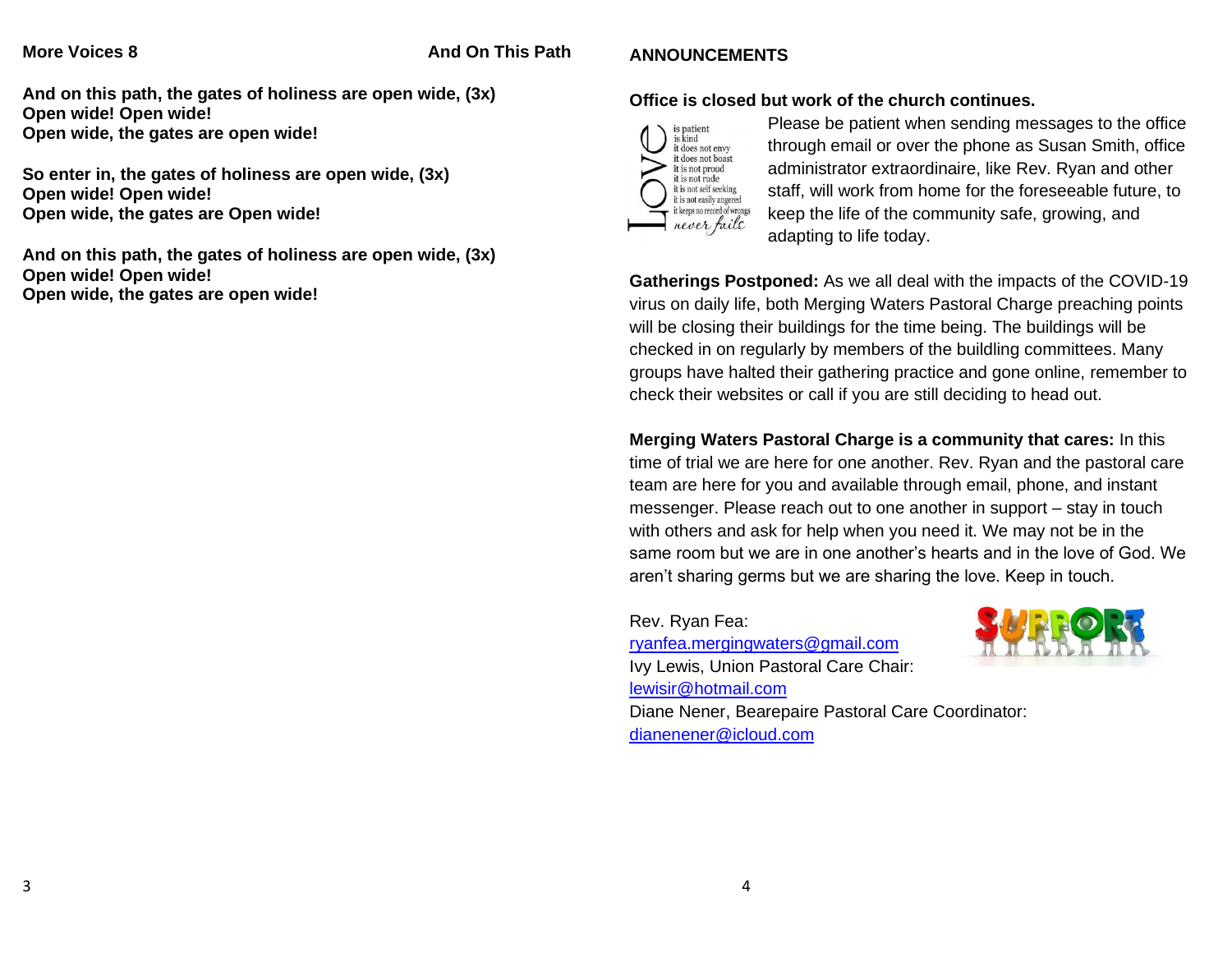**More Voices 8** **And On This Path**

**And on this path, the gates of holiness are open wide, (3x)**
**Open wide! Open wide!**
**Open wide, the gates are open wide!**

**So enter in, the gates of holiness are open wide, (3x)**
**Open wide! Open wide!**
**Open wide, the gates are Open wide!**

**And on this path, the gates of holiness are open wide, (3x)**
**Open wide! Open wide!**
**Open wide, the gates are open wide!**

## ANNOUNCEMENTS

**Office is closed but work of the church continues.**

Please be patient when sending messages to the office through email or over the phone as Susan Smith, office administrator extraordinaire, like Rev. Ryan and other staff, will work from home for the foreseeable future, to keep the life of the community safe, growing, and adapting to life today.

**Gatherings Postponed:** As we all deal with the impacts of the COVID-19 virus on daily life, both Merging Waters Pastoral Charge preaching points will be closing their buildings for the time being. The buildings will be checked in on regularly by members of the buildling committees. Many groups have halted their gathering practice and gone online, remember to check their websites or call if you are still deciding to head out.

**Merging Waters Pastoral Charge is a community that cares:** In this time of trial we are here for one another. Rev. Ryan and the pastoral care team are here for you and available through email, phone, and instant messenger. Please reach out to one another in support – stay in touch with others and ask for help when you need it. We may not be in the same room but we are in one another's hearts and in the love of God. We aren't sharing germs but we are sharing the love. Keep in touch.

Rev. Ryan Fea:
ryanfea.mergingwaters@gmail.com
Ivy Lewis, Union Pastoral Care Chair:
lewisir@hotmail.com
Diane Nener, Bearepaire Pastoral Care Coordinator:
dianenener@icloud.com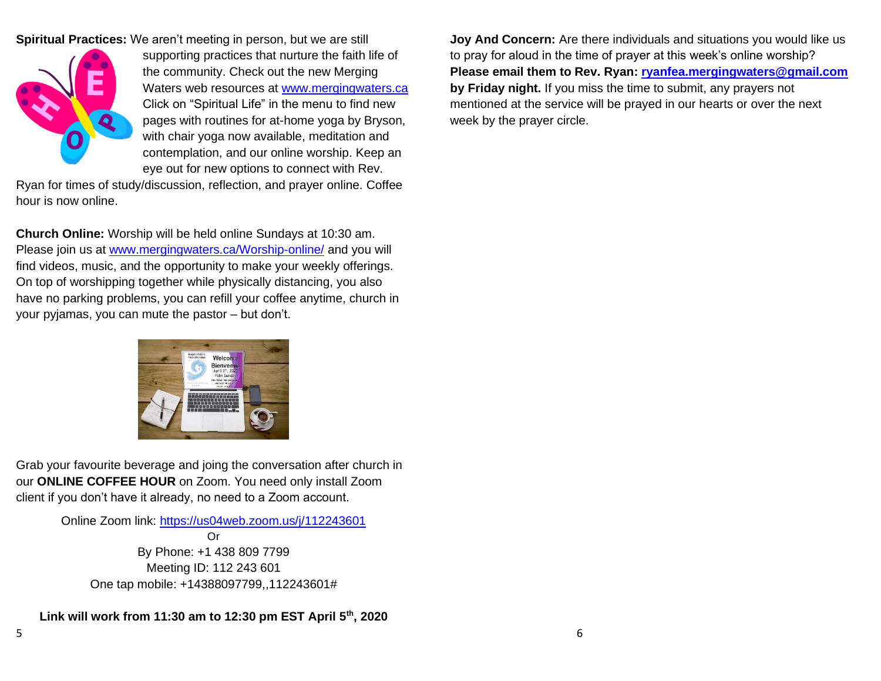**Spiritual Practices:** We aren't meeting in person, but we are still supporting practices that nurture the faith life of the community. Check out the new Merging Waters web resources at www.mergingwaters.ca Click on "Spiritual Life" in the menu to find new pages with routines for at-home yoga by Bryson, with chair yoga now available, meditation and contemplation, and our online worship. Keep an eye out for new options to connect with Rev. Ryan for times of study/discussion, reflection, and prayer online. Coffee hour is now online.

**Church Online:** Worship will be held online Sundays at 10:30 am. Please join us at www.mergingwaters.ca/Worship-online/ and you will find videos, music, and the opportunity to make your weekly offerings. On top of worshipping together while physically distancing, you also have no parking problems, you can refill your coffee anytime, church in your pyjamas, you can mute the pastor – but don't.

Grab your favourite beverage and joing the conversation after church in our **ONLINE COFFEE HOUR** on Zoom. You need only install Zoom client if you don't have it already, no need to a Zoom account.

Online Zoom link: https://us04web.zoom.us/j/112243601

Or

By Phone: +1 438 809 7799

Meeting ID: 112 243 601

One tap mobile: +14388097799,,112243601#

**Link will work from 11:30 am to 12:30 pm EST April 5th, 2020**

**Joy And Concern:** Are there individuals and situations you would like us to pray for aloud in the time of prayer at this week's online worship? **Please email them to Rev. Ryan: ryanfea.mergingwaters@gmail.com by Friday night.** If you miss the time to submit, any prayers not mentioned at the service will be prayed in our hearts or over the next week by the prayer circle.